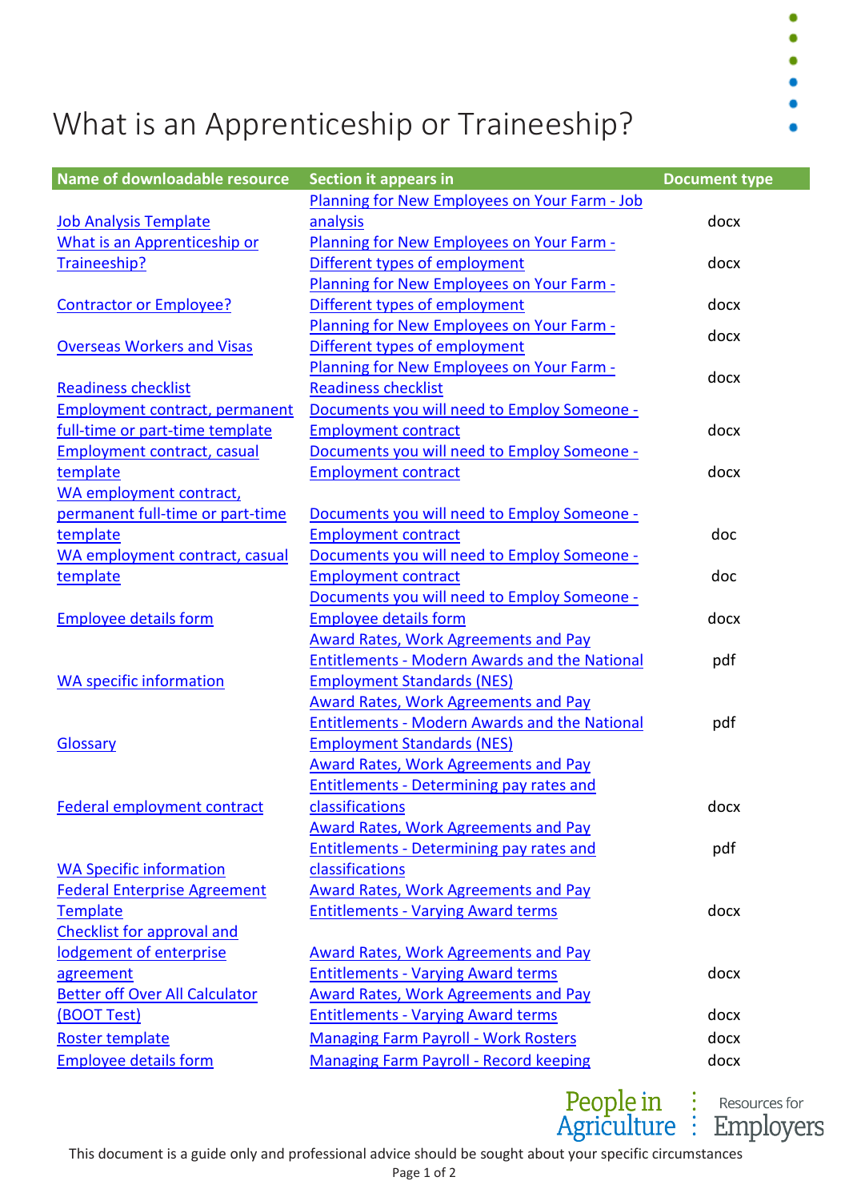# What is an Apprenticeship or Traineeship?

| Name of downloadable resource | Section it appears in | Document type |
|---|---|---|
| Job Analysis Template | Planning for New Employees on Your Farm - Job analysis | docx |
| What is an Apprenticeship or Traineeship? | Planning for New Employees on Your Farm - Different types of employment | docx |
| Contractor or Employee? | Planning for New Employees on Your Farm - Different types of employment | docx |
| Overseas Workers and Visas | Planning for New Employees on Your Farm - Different types of employment | docx |
| Readiness checklist | Planning for New Employees on Your Farm - Readiness checklist | docx |
| Employment contract, permanent full-time or part-time template | Documents you will need to Employ Someone - Employment contract | docx |
| Employment contract, casual template | Documents you will need to Employ Someone - Employment contract | docx |
| WA employment contract, permanent full-time or part-time template | Documents you will need to Employ Someone - Employment contract | doc |
| WA employment contract, casual template | Documents you will need to Employ Someone - Employment contract | doc |
| Employee details form | Documents you will need to Employ Someone - Employee details form | docx |
| WA specific information | Award Rates, Work Agreements and Pay Entitlements - Modern Awards and the National Employment Standards (NES) | pdf |
| Glossary | Award Rates, Work Agreements and Pay Entitlements - Modern Awards and the National Employment Standards (NES) | pdf |
| Federal employment contract | Award Rates, Work Agreements and Pay Entitlements - Determining pay rates and classifications | docx |
| WA Specific information | Award Rates, Work Agreements and Pay Entitlements - Determining pay rates and classifications | pdf |
| Federal Enterprise Agreement Template | Award Rates, Work Agreements and Pay Entitlements - Varying Award terms | docx |
| Checklist for approval and lodgement of enterprise agreement | Award Rates, Work Agreements and Pay Entitlements - Varying Award terms | docx |
| Better off Over All Calculator (BOOT Test) | Award Rates, Work Agreements and Pay Entitlements - Varying Award terms | docx |
| Roster template | Managing Farm Payroll - Work Rosters | docx |
| Employee details form | Managing Farm Payroll - Record keeping | docx |

People in Agriculture : Resources for Employers

This document is a guide only and professional advice should be sought about your specific circumstances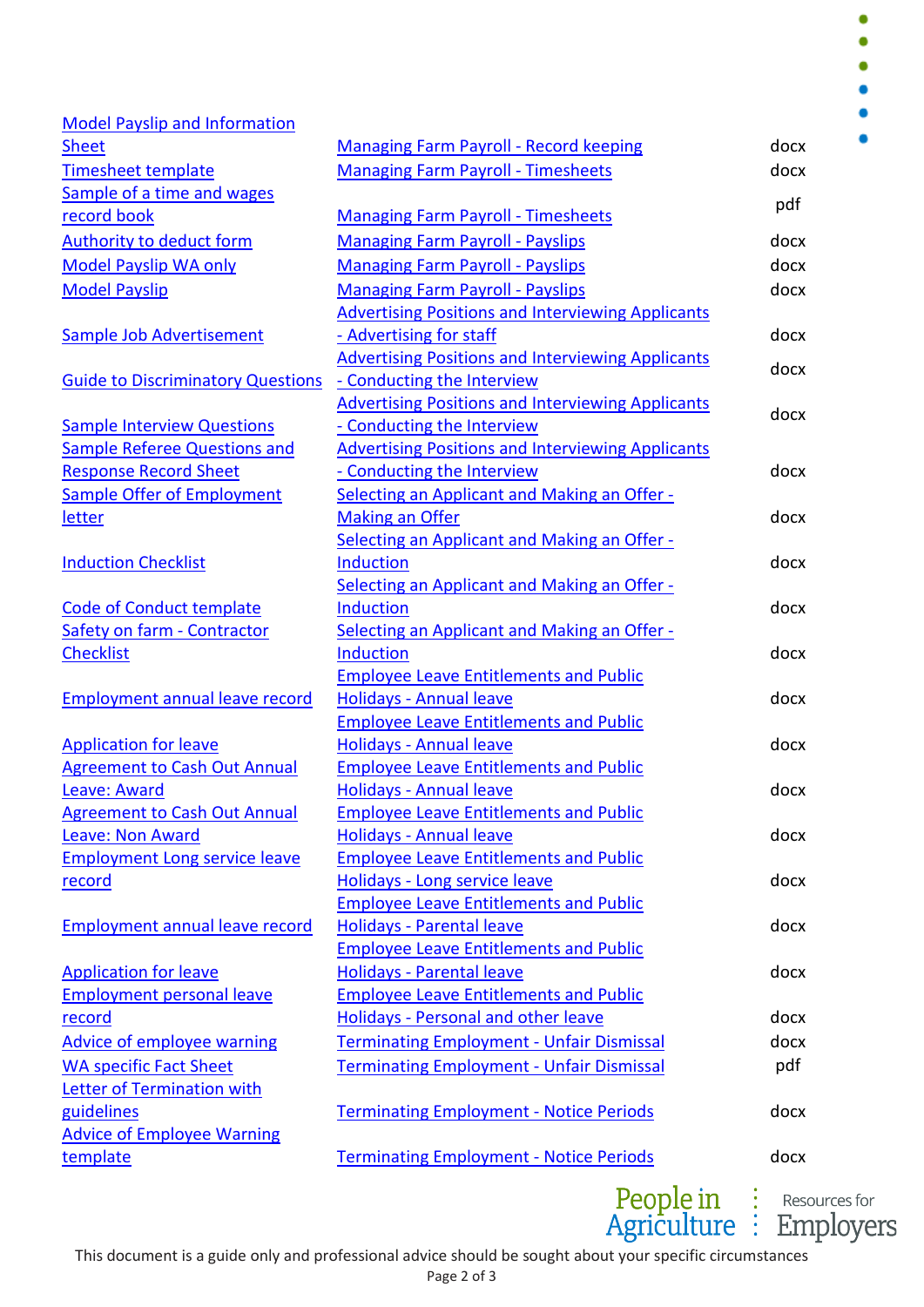| | | |
|---|---|---|
| Model Payslip and Information Sheet | Managing Farm Payroll - Record keeping | docx |
| Timesheet template | Managing Farm Payroll - Timesheets | docx |
| Sample of a time and wages record book | Managing Farm Payroll - Timesheets | pdf |
| Authority to deduct form | Managing Farm Payroll - Payslips | docx |
| Model Payslip WA only | Managing Farm Payroll - Payslips | docx |
| Model Payslip | Managing Farm Payroll - Payslips | docx |
| Sample Job Advertisement | Advertising Positions and Interviewing Applicants - Advertising for staff | docx |
| Guide to Discriminatory Questions | Advertising Positions and Interviewing Applicants - Conducting the Interview | docx |
| Sample Interview Questions | Advertising Positions and Interviewing Applicants - Conducting the Interview | docx |
| Sample Referee Questions and Response Record Sheet | Advertising Positions and Interviewing Applicants - Conducting the Interview | docx |
| Sample Offer of Employment letter | Selecting an Applicant and Making an Offer - Making an Offer | docx |
| Induction Checklist | Selecting an Applicant and Making an Offer - Induction | docx |
| Code of Conduct template | Selecting an Applicant and Making an Offer - Induction | docx |
| Safety on farm - Contractor Checklist | Selecting an Applicant and Making an Offer - Induction | docx |
| Employment annual leave record | Employee Leave Entitlements and Public Holidays - Annual leave | docx |
| Application for leave | Employee Leave Entitlements and Public Holidays - Annual leave | docx |
| Agreement to Cash Out Annual Leave: Award | Employee Leave Entitlements and Public Holidays - Annual leave | docx |
| Agreement to Cash Out Annual Leave: Non Award | Employee Leave Entitlements and Public Holidays - Annual leave | docx |
| Employment Long service leave record | Employee Leave Entitlements and Public Holidays - Long service leave | docx |
| Employment annual leave record | Employee Leave Entitlements and Public Holidays - Parental leave | docx |
| Application for leave | Employee Leave Entitlements and Public Holidays - Parental leave | docx |
| Employment personal leave record | Employee Leave Entitlements and Public Holidays - Personal and other leave | docx |
| Advice of employee warning | Terminating Employment - Unfair Dismissal | docx |
| WA specific Fact Sheet | Terminating Employment - Unfair Dismissal | pdf |
| Letter of Termination with guidelines | Terminating Employment - Notice Periods | docx |
| Advice of Employee Warning template | Terminating Employment - Notice Periods | docx |

This document is a guide only and professional advice should be sought about your specific circumstances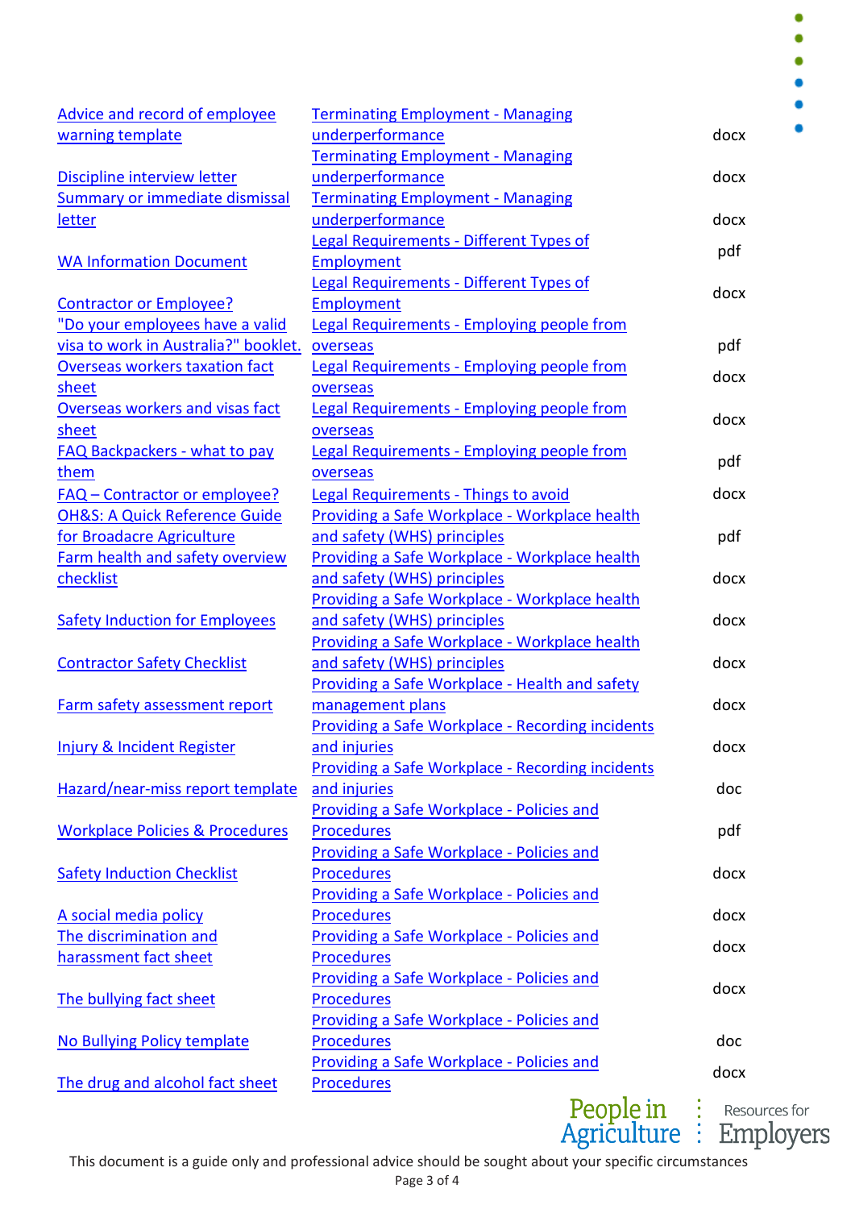| | | |
|---|---|---|
| Advice and record of employee warning template | Terminating Employment - Managing underperformance | docx |
| Discipline interview letter | Terminating Employment - Managing underperformance | docx |
| Summary or immediate dismissal letter | Terminating Employment - Managing underperformance | docx |
| WA Information Document | Legal Requirements - Different Types of Employment | pdf |
| Contractor or Employee? | Legal Requirements - Different Types of Employment | docx |
| "Do your employees have a valid visa to work in Australia?" booklet. | Legal Requirements - Employing people from overseas | pdf |
| Overseas workers taxation fact sheet | Legal Requirements - Employing people from overseas | docx |
| Overseas workers and visas fact sheet | Legal Requirements - Employing people from overseas | docx |
| FAQ Backpackers - what to pay them | Legal Requirements - Employing people from overseas | pdf |
| FAQ – Contractor or employee? | Legal Requirements - Things to avoid | docx |
| OH&S: A Quick Reference Guide for Broadacre Agriculture | Providing a Safe Workplace - Workplace health and safety (WHS) principles | pdf |
| Farm health and safety overview checklist | Providing a Safe Workplace - Workplace health and safety (WHS) principles | docx |
| Safety Induction for Employees | Providing a Safe Workplace - Workplace health and safety (WHS) principles | docx |
| Contractor Safety Checklist | Providing a Safe Workplace - Workplace health and safety (WHS) principles | docx |
| Farm safety assessment report | Providing a Safe Workplace - Health and safety management plans | docx |
| Injury & Incident Register | Providing a Safe Workplace - Recording incidents and injuries | docx |
| Hazard/near-miss report template | Providing a Safe Workplace - Recording incidents and injuries | doc |
| Workplace Policies & Procedures | Providing a Safe Workplace - Policies and Procedures | pdf |
| Safety Induction Checklist | Providing a Safe Workplace - Policies and Procedures | docx |
| A social media policy | Providing a Safe Workplace - Policies and Procedures | docx |
| The discrimination and harassment fact sheet | Providing a Safe Workplace - Policies and Procedures | docx |
| The bullying fact sheet | Providing a Safe Workplace - Policies and Procedures | docx |
| No Bullying Policy template | Providing a Safe Workplace - Policies and Procedures | doc |
| The drug and alcohol fact sheet | Providing a Safe Workplace - Policies and Procedures | docx |

This document is a guide only and professional advice should be sought about your specific circumstances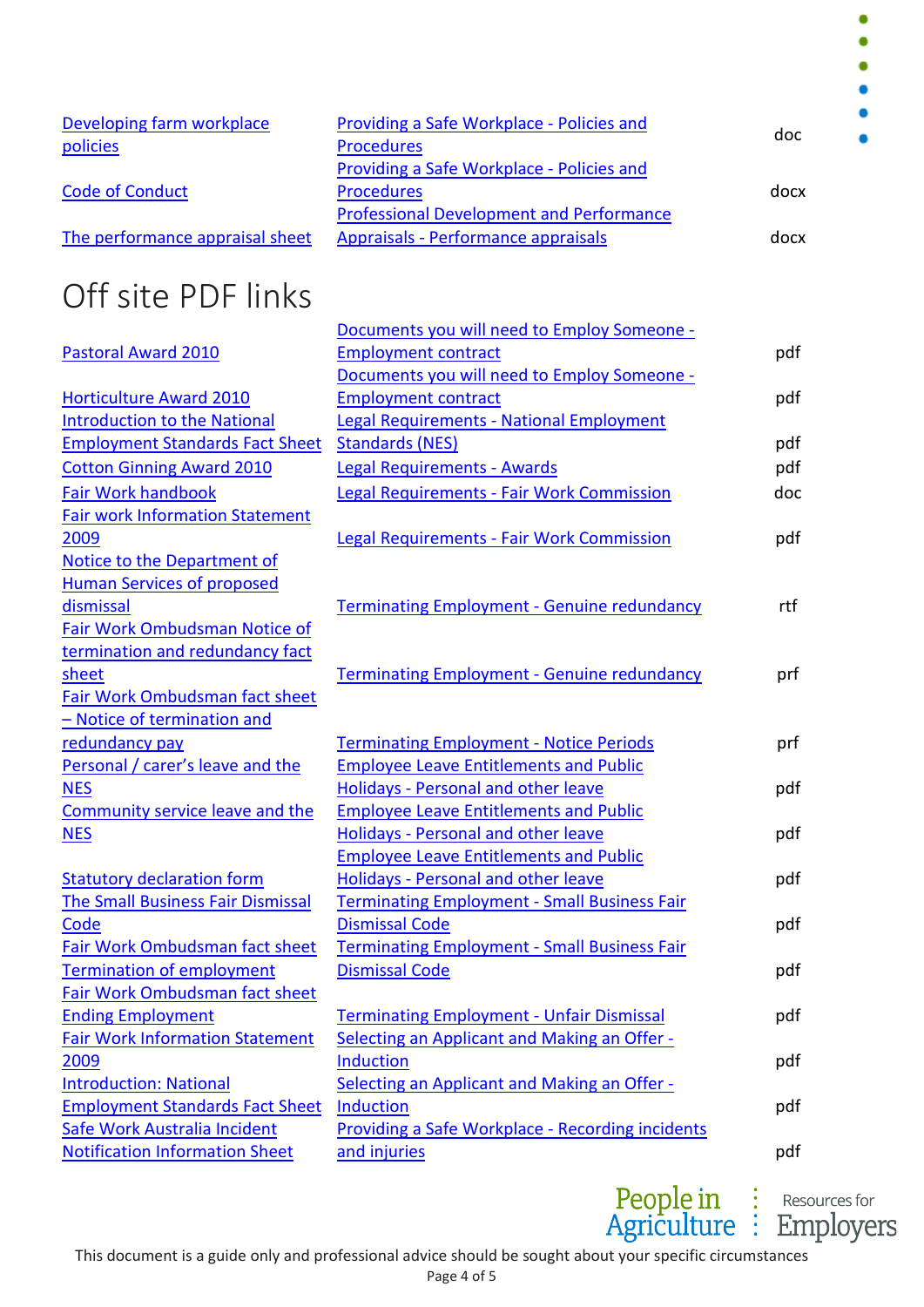| | | |
|---|---|---|
| Developing farm workplace policies | Providing a Safe Workplace - Policies and Procedures | doc |
| Code of Conduct | Providing a Safe Workplace - Policies and Procedures | docx |
| The performance appraisal sheet | Professional Development and Performance Appraisals - Performance appraisals | docx |

# Off site PDF links

| | | |
|---|---|---|
| Pastoral Award 2010 | Documents you will need to Employ Someone - Employment contract | pdf |
| Horticulture Award 2010 | Documents you will need to Employ Someone - Employment contract | pdf |
| Introduction to the National Employment Standards Fact Sheet | Legal Requirements - National Employment Standards (NES) | pdf |
| Cotton Ginning Award 2010 | Legal Requirements - Awards | pdf |
| Fair Work handbook | Legal Requirements - Fair Work Commission | doc |
| Fair work Information Statement 2009 | Legal Requirements - Fair Work Commission | pdf |
| Notice to the Department of Human Services of proposed dismissal | Terminating Employment - Genuine redundancy | rtf |
| Fair Work Ombudsman Notice of termination and redundancy fact sheet | Terminating Employment - Genuine redundancy | prf |
| Fair Work Ombudsman fact sheet – Notice of termination and redundancy pay | Terminating Employment - Notice Periods | prf |
| Personal / carer's leave and the NES | Employee Leave Entitlements and Public Holidays - Personal and other leave | pdf |
| Community service leave and the NES | Employee Leave Entitlements and Public Holidays - Personal and other leave | pdf |
| Statutory declaration form | Employee Leave Entitlements and Public Holidays - Personal and other leave | pdf |
| The Small Business Fair Dismissal Code | Terminating Employment - Small Business Fair Dismissal Code | pdf |
| Fair Work Ombudsman fact sheet Termination of employment | Terminating Employment - Small Business Fair Dismissal Code | pdf |
| Fair Work Ombudsman fact sheet Ending Employment | Terminating Employment - Unfair Dismissal | pdf |
| Fair Work Information Statement 2009 | Selecting an Applicant and Making an Offer - Induction | pdf |
| Introduction: National Employment Standards Fact Sheet | Selecting an Applicant and Making an Offer - Induction | pdf |
| Safe Work Australia Incident Notification Information Sheet | Providing a Safe Workplace - Recording incidents and injuries | pdf |

People in Agriculture : Resources for Employers

This document is a guide only and professional advice should be sought about your specific circumstances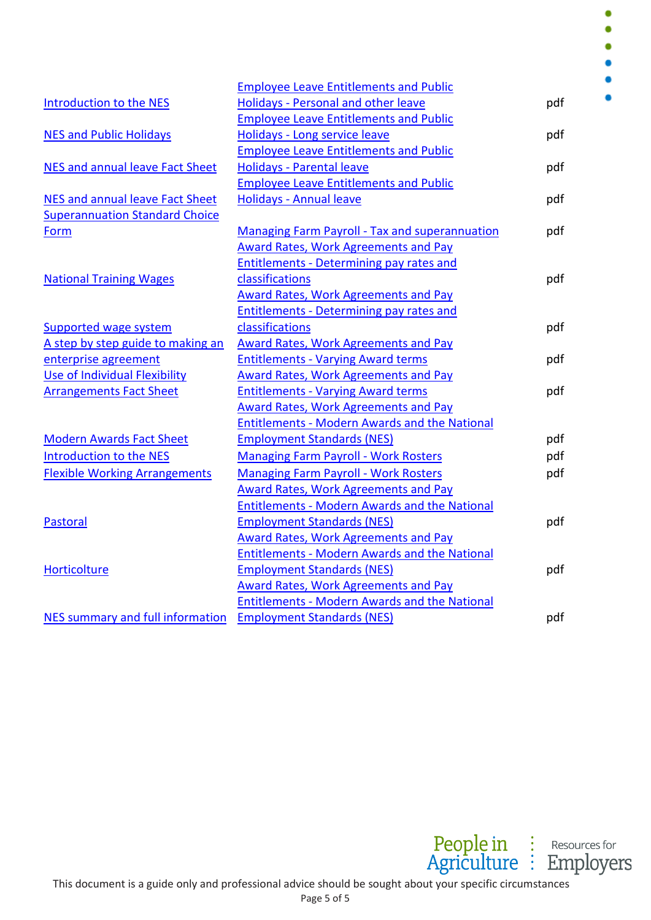| | | |
|---|---|---|
| Introduction to the NES | Employee Leave Entitlements and Public Holidays - Personal and other leave | pdf |
| NES and Public Holidays | Employee Leave Entitlements and Public Holidays - Long service leave | pdf |
| NES and annual leave Fact Sheet | Employee Leave Entitlements and Public Holidays - Parental leave | pdf |
| NES and annual leave Fact Sheet | Employee Leave Entitlements and Public Holidays - Annual leave | pdf |
| Superannuation Standard Choice Form | Managing Farm Payroll - Tax and superannuation | pdf |
| National Training Wages | Award Rates, Work Agreements and Pay Entitlements - Determining pay rates and classifications | pdf |
| Supported wage system | Award Rates, Work Agreements and Pay Entitlements - Determining pay rates and classifications | pdf |
| A step by step guide to making an enterprise agreement | Award Rates, Work Agreements and Pay Entitlements - Varying Award terms | pdf |
| Use of Individual Flexibility Arrangements Fact Sheet | Award Rates, Work Agreements and Pay Entitlements - Varying Award terms | pdf |
| Modern Awards Fact Sheet | Award Rates, Work Agreements and Pay Entitlements - Modern Awards and the National Employment Standards (NES) | pdf |
| Introduction to the NES | Managing Farm Payroll - Work Rosters | pdf |
| Flexible Working Arrangements | Managing Farm Payroll - Work Rosters | pdf |
| Pastoral | Award Rates, Work Agreements and Pay Entitlements - Modern Awards and the National Employment Standards (NES) | pdf |
| Horticolture | Award Rates, Work Agreements and Pay Entitlements - Modern Awards and the National Employment Standards (NES) | pdf |
| NES summary and full information | Award Rates, Work Agreements and Pay Entitlements - Modern Awards and the National Employment Standards (NES) | pdf |

People in Agriculture : Resources for Employers

This document is a guide only and professional advice should be sought about your specific circumstances